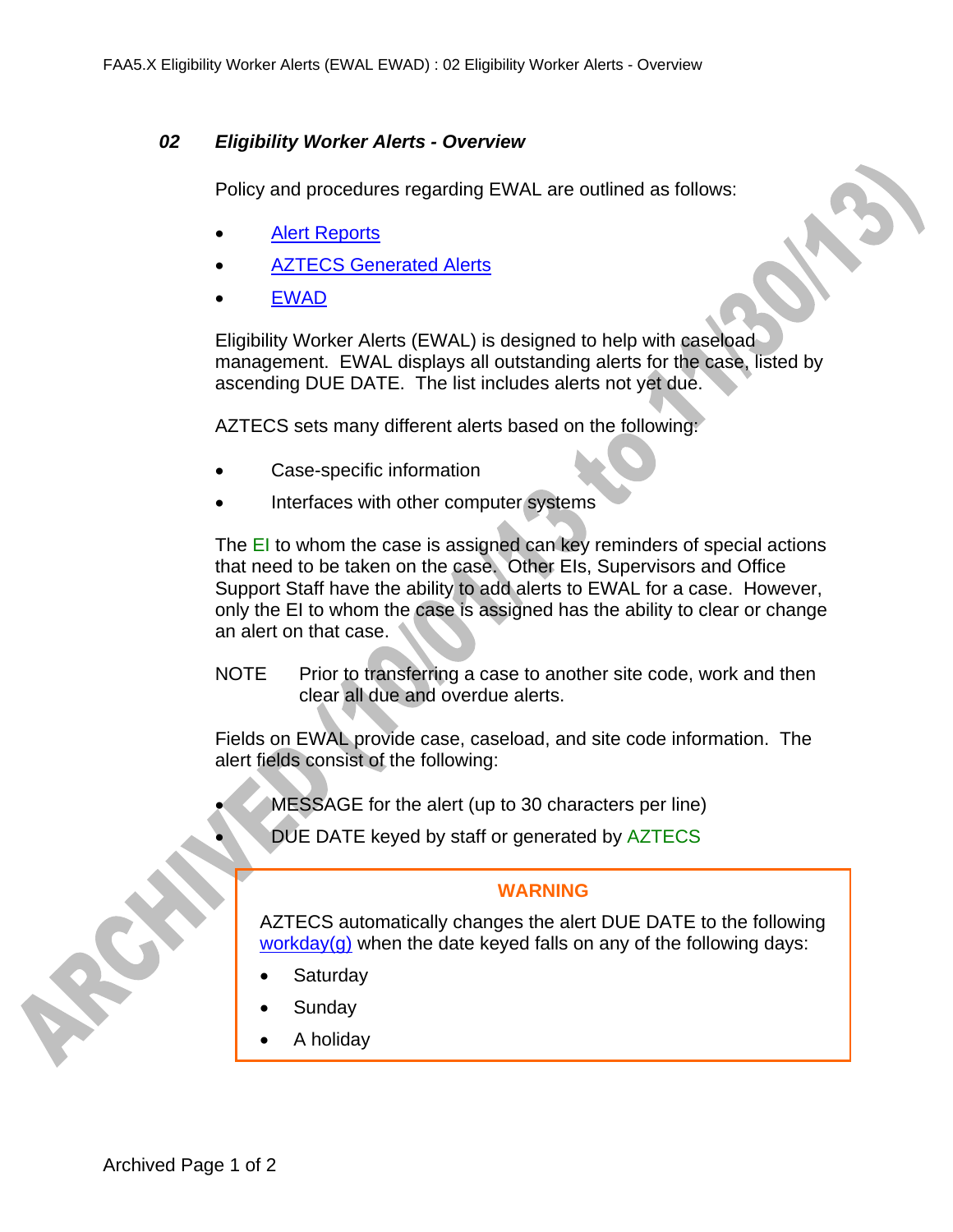## 02 *Eligibility Worker Alerts - Overview*

Policy and procedures regarding EWAL are outlined as follows:

- Alert Reports
- AZTECS Generated Alerts
- EWAD

Eligibility Worker Alerts (EWAL) is designed to help with caseload management. EWAL displays all outstanding alerts for the case, listed by ascending DUE DATE. The list includes alerts not yet due.

AZTECS sets many different alerts based on the following:

- Case-specific information
- Interfaces with other computer systems

The EI to whom the case is assigned can key reminders of special actions that need to be taken on the case. Other EIs, Supervisors and Office Support Staff have the ability to add alerts to EWAL for a case. However, only the EI to whom the case is assigned has the ability to clear or change an alert on that case.

NOTE Prior to transferring a case to another site code, work and then clear all due and overdue alerts.

Fields on EWAL provide case, caseload, and site code information. The alert fields consist of the following:

- MESSAGE for the alert (up to 30 characters per line)
- DUE DATE keyed by staff or generated by AZTECS

**WARNING**

AZTECS automatically changes the alert DUE DATE to the following workday(g) when the date keyed falls on any of the following days:

- Saturday
- Sunday
- A holiday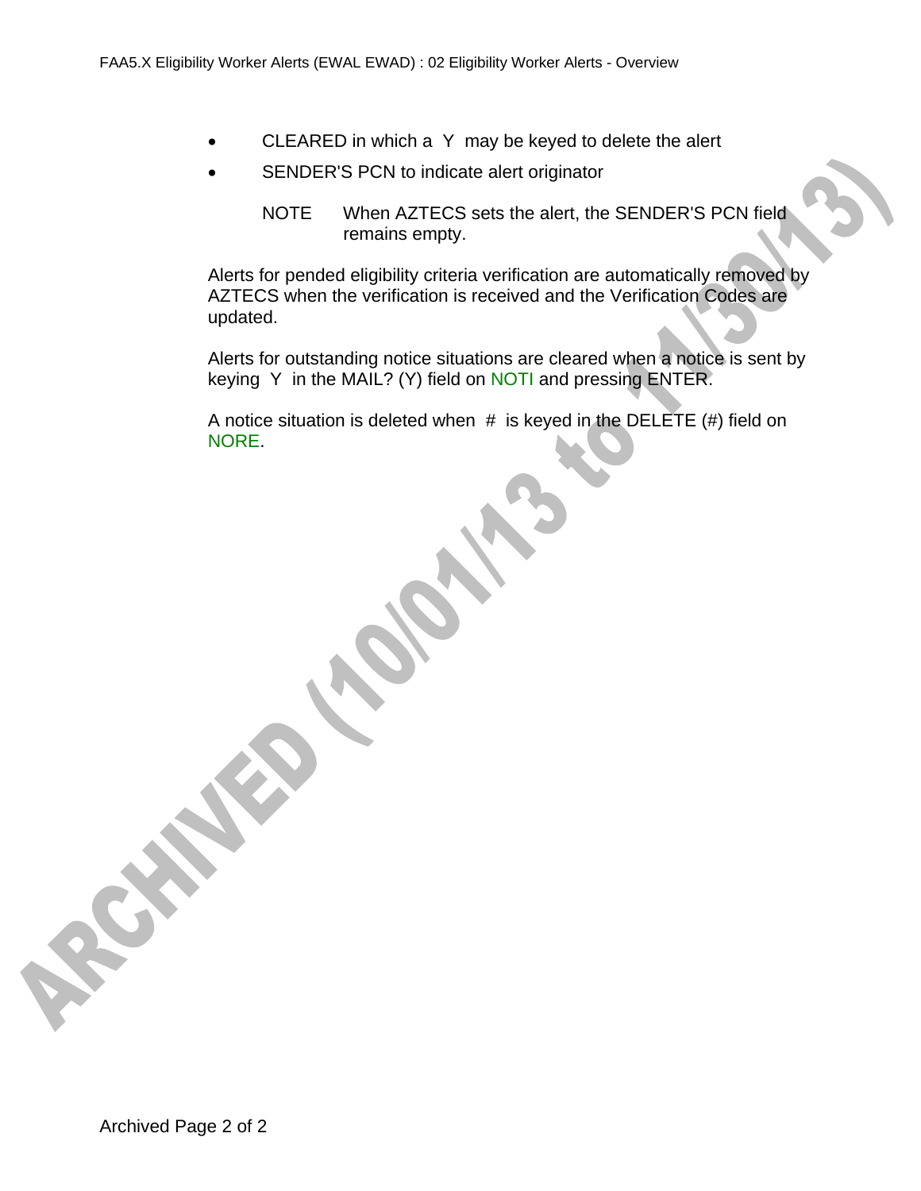- CLEARED in which a Y may be keyed to delete the alert
- SENDER'S PCN to indicate alert originator

  NOTE When AZTECS sets the alert, the SENDER'S PCN field remains empty.

Alerts for pended eligibility criteria verification are automatically removed by AZTECS when the verification is received and the Verification Codes are updated.

Alerts for outstanding notice situations are cleared when a notice is sent by keying Y in the MAIL? (Y) field on NOTI and pressing ENTER.

A notice situation is deleted when # is keyed in the DELETE (#) field on NORE.